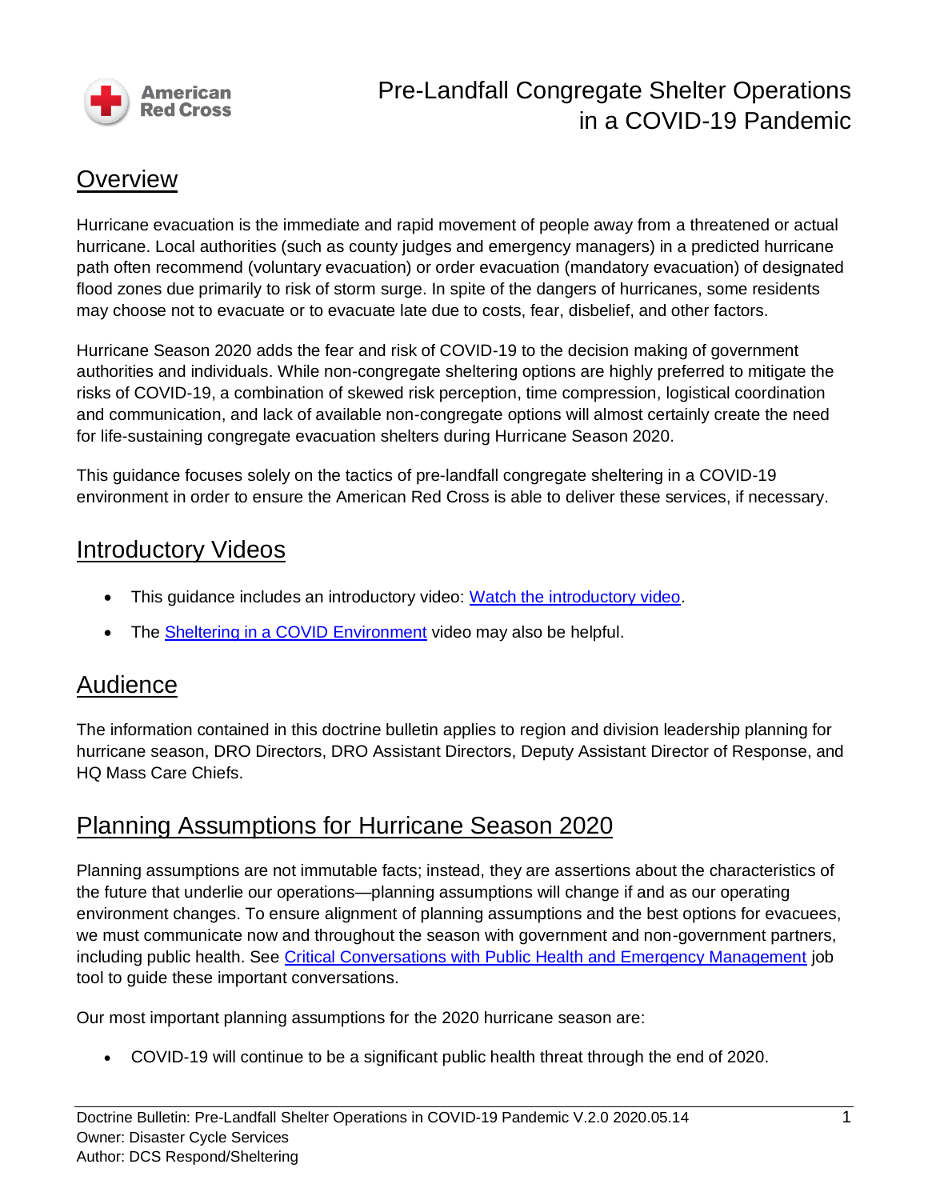# Pre-Landfall Congregate Shelter Operations in a COVID-19 Pandemic

## Overview

Hurricane evacuation is the immediate and rapid movement of people away from a threatened or actual hurricane. Local authorities (such as county judges and emergency managers) in a predicted hurricane path often recommend (voluntary evacuation) or order evacuation (mandatory evacuation) of designated flood zones due primarily to risk of storm surge. In spite of the dangers of hurricanes, some residents may choose not to evacuate or to evacuate late due to costs, fear, disbelief, and other factors.

Hurricane Season 2020 adds the fear and risk of COVID-19 to the decision making of government authorities and individuals. While non-congregate sheltering options are highly preferred to mitigate the risks of COVID-19, a combination of skewed risk perception, time compression, logistical coordination and communication, and lack of available non-congregate options will almost certainly create the need for life-sustaining congregate evacuation shelters during Hurricane Season 2020.

This guidance focuses solely on the tactics of pre-landfall congregate sheltering in a COVID-19 environment in order to ensure the American Red Cross is able to deliver these services, if necessary.

## Introductory Videos

- This guidance includes an introductory video: Watch the introductory video.
- The Sheltering in a COVID Environment video may also be helpful.

## Audience

The information contained in this doctrine bulletin applies to region and division leadership planning for hurricane season, DRO Directors, DRO Assistant Directors, Deputy Assistant Director of Response, and HQ Mass Care Chiefs.

## Planning Assumptions for Hurricane Season 2020

Planning assumptions are not immutable facts; instead, they are assertions about the characteristics of the future that underlie our operations—planning assumptions will change if and as our operating environment changes. To ensure alignment of planning assumptions and the best options for evacuees, we must communicate now and throughout the season with government and non-government partners, including public health. See Critical Conversations with Public Health and Emergency Management job tool to guide these important conversations.

Our most important planning assumptions for the 2020 hurricane season are:

- COVID-19 will continue to be a significant public health threat through the end of 2020.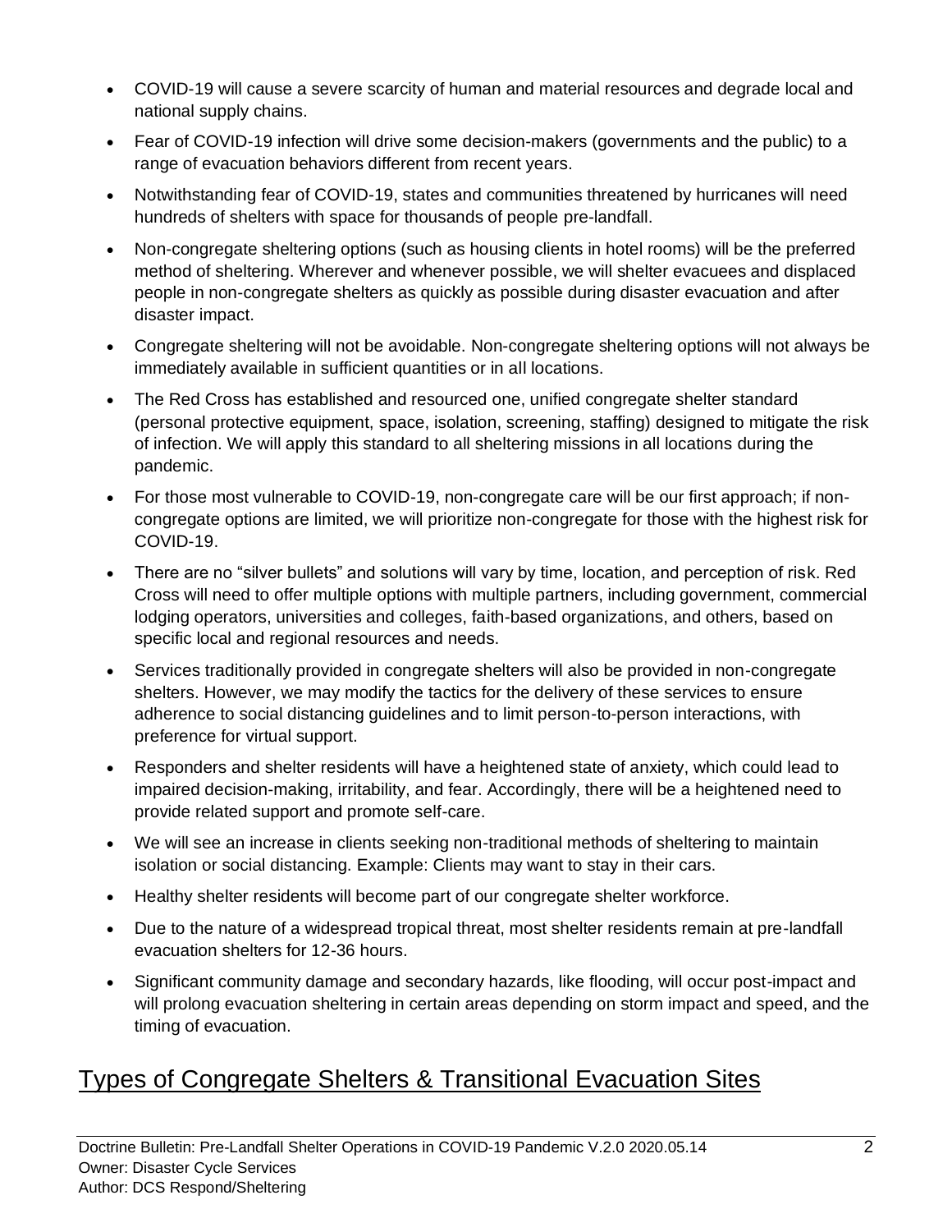- COVID-19 will cause a severe scarcity of human and material resources and degrade local and national supply chains.
- Fear of COVID-19 infection will drive some decision-makers (governments and the public) to a range of evacuation behaviors different from recent years.
- Notwithstanding fear of COVID-19, states and communities threatened by hurricanes will need hundreds of shelters with space for thousands of people pre-landfall.
- Non-congregate sheltering options (such as housing clients in hotel rooms) will be the preferred method of sheltering. Wherever and whenever possible, we will shelter evacuees and displaced people in non-congregate shelters as quickly as possible during disaster evacuation and after disaster impact.
- Congregate sheltering will not be avoidable. Non-congregate sheltering options will not always be immediately available in sufficient quantities or in all locations.
- The Red Cross has established and resourced one, unified congregate shelter standard (personal protective equipment, space, isolation, screening, staffing) designed to mitigate the risk of infection. We will apply this standard to all sheltering missions in all locations during the pandemic.
- For those most vulnerable to COVID-19, non-congregate care will be our first approach; if non-congregate options are limited, we will prioritize non-congregate for those with the highest risk for COVID-19.
- There are no "silver bullets" and solutions will vary by time, location, and perception of risk. Red Cross will need to offer multiple options with multiple partners, including government, commercial lodging operators, universities and colleges, faith-based organizations, and others, based on specific local and regional resources and needs.
- Services traditionally provided in congregate shelters will also be provided in non-congregate shelters. However, we may modify the tactics for the delivery of these services to ensure adherence to social distancing guidelines and to limit person-to-person interactions, with preference for virtual support.
- Responders and shelter residents will have a heightened state of anxiety, which could lead to impaired decision-making, irritability, and fear. Accordingly, there will be a heightened need to provide related support and promote self-care.
- We will see an increase in clients seeking non-traditional methods of sheltering to maintain isolation or social distancing. Example: Clients may want to stay in their cars.
- Healthy shelter residents will become part of our congregate shelter workforce.
- Due to the nature of a widespread tropical threat, most shelter residents remain at pre-landfall evacuation shelters for 12-36 hours.
- Significant community damage and secondary hazards, like flooding, will occur post-impact and will prolong evacuation sheltering in certain areas depending on storm impact and speed, and the timing of evacuation.

## Types of Congregate Shelters & Transitional Evacuation Sites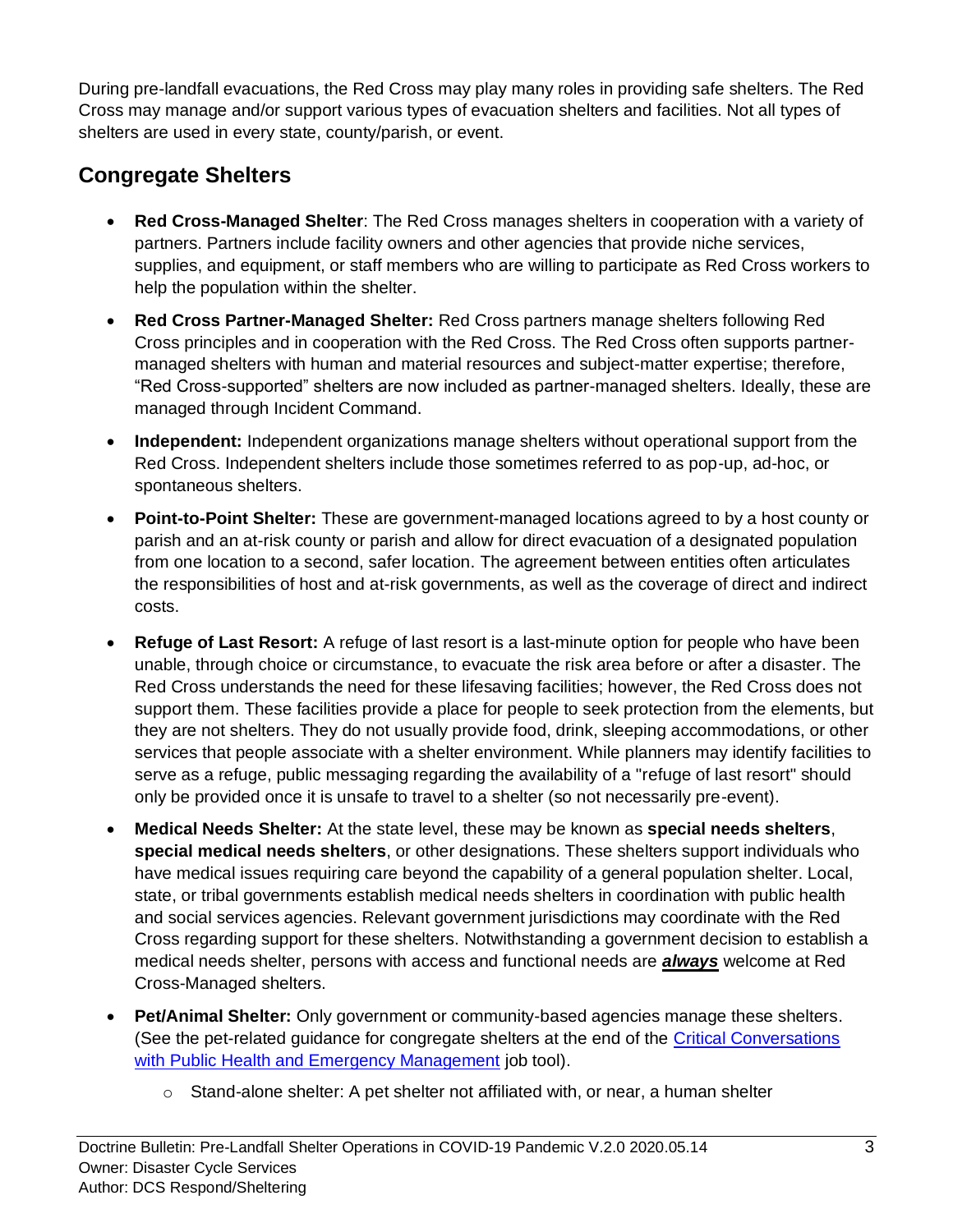During pre-landfall evacuations, the Red Cross may play many roles in providing safe shelters. The Red Cross may manage and/or support various types of evacuation shelters and facilities. Not all types of shelters are used in every state, county/parish, or event.

## Congregate Shelters

- **Red Cross-Managed Shelter**: The Red Cross manages shelters in cooperation with a variety of partners. Partners include facility owners and other agencies that provide niche services, supplies, and equipment, or staff members who are willing to participate as Red Cross workers to help the population within the shelter.
- **Red Cross Partner-Managed Shelter:** Red Cross partners manage shelters following Red Cross principles and in cooperation with the Red Cross. The Red Cross often supports partner-managed shelters with human and material resources and subject-matter expertise; therefore, "Red Cross-supported" shelters are now included as partner-managed shelters. Ideally, these are managed through Incident Command.
- **Independent:** Independent organizations manage shelters without operational support from the Red Cross. Independent shelters include those sometimes referred to as pop-up, ad-hoc, or spontaneous shelters.
- **Point-to-Point Shelter:** These are government-managed locations agreed to by a host county or parish and an at-risk county or parish and allow for direct evacuation of a designated population from one location to a second, safer location. The agreement between entities often articulates the responsibilities of host and at-risk governments, as well as the coverage of direct and indirect costs.
- **Refuge of Last Resort:** A refuge of last resort is a last-minute option for people who have been unable, through choice or circumstance, to evacuate the risk area before or after a disaster. The Red Cross understands the need for these lifesaving facilities; however, the Red Cross does not support them. These facilities provide a place for people to seek protection from the elements, but they are not shelters. They do not usually provide food, drink, sleeping accommodations, or other services that people associate with a shelter environment. While planners may identify facilities to serve as a refuge, public messaging regarding the availability of a "refuge of last resort" should only be provided once it is unsafe to travel to a shelter (so not necessarily pre-event).
- **Medical Needs Shelter:** At the state level, these may be known as **special needs shelters**, **special medical needs shelters**, or other designations. These shelters support individuals who have medical issues requiring care beyond the capability of a general population shelter. Local, state, or tribal governments establish medical needs shelters in coordination with public health and social services agencies. Relevant government jurisdictions may coordinate with the Red Cross regarding support for these shelters. Notwithstanding a government decision to establish a medical needs shelter, persons with access and functional needs are ***always*** welcome at Red Cross-Managed shelters.
- **Pet/Animal Shelter:** Only government or community-based agencies manage these shelters. (See the pet-related guidance for congregate shelters at the end of the Critical Conversations with Public Health and Emergency Management job tool).
    - Stand-alone shelter: A pet shelter not affiliated with, or near, a human shelter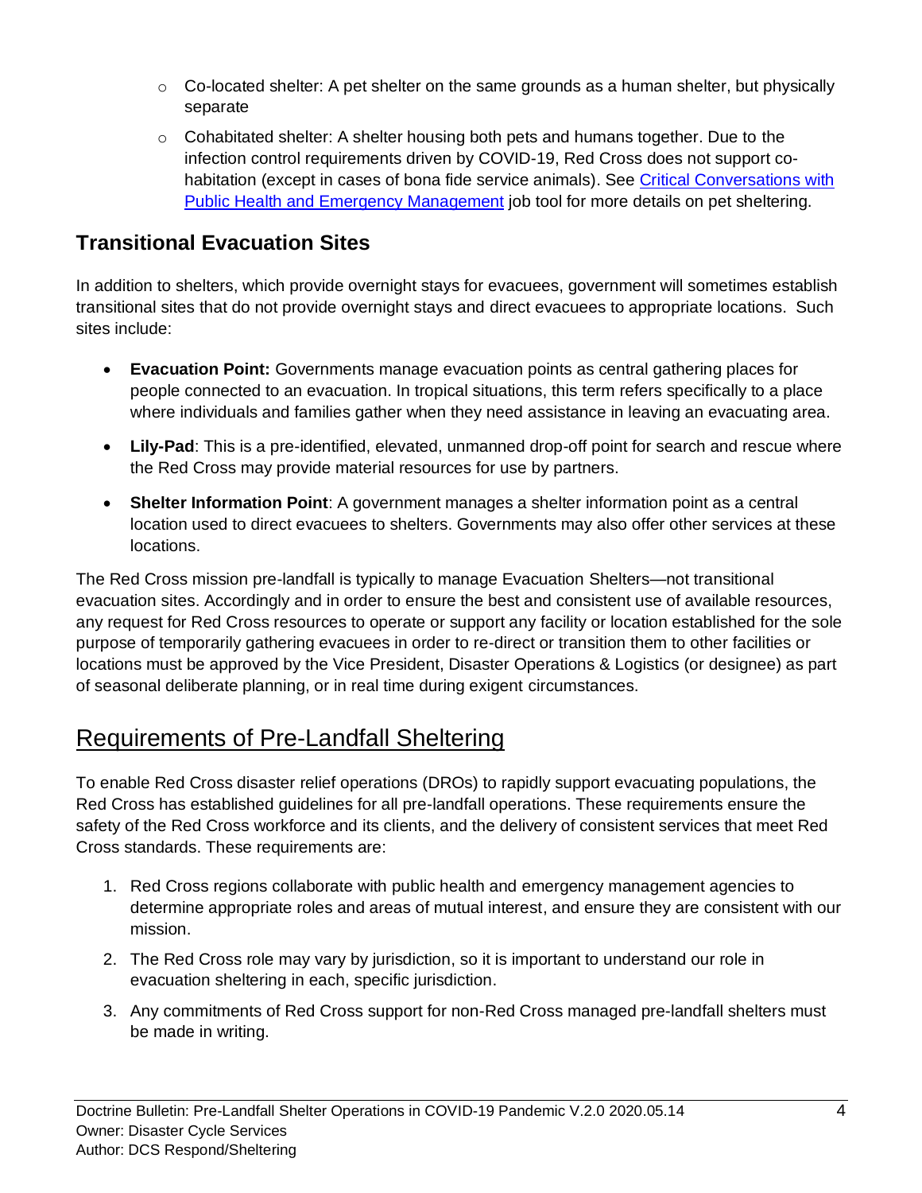- Co-located shelter: A pet shelter on the same grounds as a human shelter, but physically separate
- Cohabitated shelter: A shelter housing both pets and humans together. Due to the infection control requirements driven by COVID-19, Red Cross does not support co-habitation (except in cases of bona fide service animals). See [Critical Conversations with Public Health and Emergency Management]() job tool for more details on pet sheltering.

### Transitional Evacuation Sites

In addition to shelters, which provide overnight stays for evacuees, government will sometimes establish transitional sites that do not provide overnight stays and direct evacuees to appropriate locations. Such sites include:

- **Evacuation Point:** Governments manage evacuation points as central gathering places for people connected to an evacuation. In tropical situations, this term refers specifically to a place where individuals and families gather when they need assistance in leaving an evacuating area.
- **Lily-Pad**: This is a pre-identified, elevated, unmanned drop-off point for search and rescue where the Red Cross may provide material resources for use by partners.
- **Shelter Information Point**: A government manages a shelter information point as a central location used to direct evacuees to shelters. Governments may also offer other services at these locations.

The Red Cross mission pre-landfall is typically to manage Evacuation Shelters—not transitional evacuation sites. Accordingly and in order to ensure the best and consistent use of available resources, any request for Red Cross resources to operate or support any facility or location established for the sole purpose of temporarily gathering evacuees in order to re-direct or transition them to other facilities or locations must be approved by the Vice President, Disaster Operations & Logistics (or designee) as part of seasonal deliberate planning, or in real time during exigent circumstances.

## Requirements of Pre-Landfall Sheltering

To enable Red Cross disaster relief operations (DROs) to rapidly support evacuating populations, the Red Cross has established guidelines for all pre-landfall operations. These requirements ensure the safety of the Red Cross workforce and its clients, and the delivery of consistent services that meet Red Cross standards. These requirements are:

1. Red Cross regions collaborate with public health and emergency management agencies to determine appropriate roles and areas of mutual interest, and ensure they are consistent with our mission.
2. The Red Cross role may vary by jurisdiction, so it is important to understand our role in evacuation sheltering in each, specific jurisdiction.
3. Any commitments of Red Cross support for non-Red Cross managed pre-landfall shelters must be made in writing.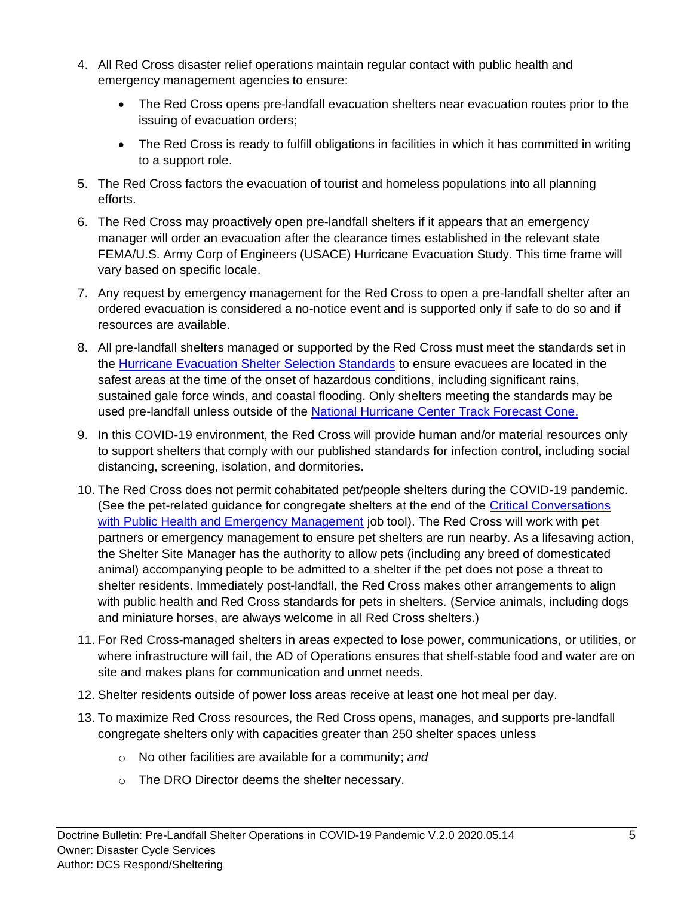4. All Red Cross disaster relief operations maintain regular contact with public health and emergency management agencies to ensure:
   - The Red Cross opens pre-landfall evacuation shelters near evacuation routes prior to the issuing of evacuation orders;
   - The Red Cross is ready to fulfill obligations in facilities in which it has committed in writing to a support role.
5. The Red Cross factors the evacuation of tourist and homeless populations into all planning efforts.
6. The Red Cross may proactively open pre-landfall shelters if it appears that an emergency manager will order an evacuation after the clearance times established in the relevant state FEMA/U.S. Army Corp of Engineers (USACE) Hurricane Evacuation Study. This time frame will vary based on specific locale.
7. Any request by emergency management for the Red Cross to open a pre-landfall shelter after an ordered evacuation is considered a no-notice event and is supported only if safe to do so and if resources are available.
8. All pre-landfall shelters managed or supported by the Red Cross must meet the standards set in the [Hurricane Evacuation Shelter Selection Standards]() to ensure evacuees are located in the safest areas at the time of the onset of hazardous conditions, including significant rains, sustained gale force winds, and coastal flooding. Only shelters meeting the standards may be used pre-landfall unless outside of the [National Hurricane Center Track Forecast Cone.]()
9. In this COVID-19 environment, the Red Cross will provide human and/or material resources only to support shelters that comply with our published standards for infection control, including social distancing, screening, isolation, and dormitories.
10. The Red Cross does not permit cohabitated pet/people shelters during the COVID-19 pandemic. (See the pet-related guidance for congregate shelters at the end of the [Critical Conversations with Public Health and Emergency Management]() job tool). The Red Cross will work with pet partners or emergency management to ensure pet shelters are run nearby. As a lifesaving action, the Shelter Site Manager has the authority to allow pets (including any breed of domesticated animal) accompanying people to be admitted to a shelter if the pet does not pose a threat to shelter residents. Immediately post-landfall, the Red Cross makes other arrangements to align with public health and Red Cross standards for pets in shelters. (Service animals, including dogs and miniature horses, are always welcome in all Red Cross shelters.)
11. For Red Cross-managed shelters in areas expected to lose power, communications, or utilities, or where infrastructure will fail, the AD of Operations ensures that shelf-stable food and water are on site and makes plans for communication and unmet needs.
12. Shelter residents outside of power loss areas receive at least one hot meal per day.
13. To maximize Red Cross resources, the Red Cross opens, manages, and supports pre-landfall congregate shelters only with capacities greater than 250 shelter spaces unless
    - No other facilities are available for a community; *and*
    - The DRO Director deems the shelter necessary.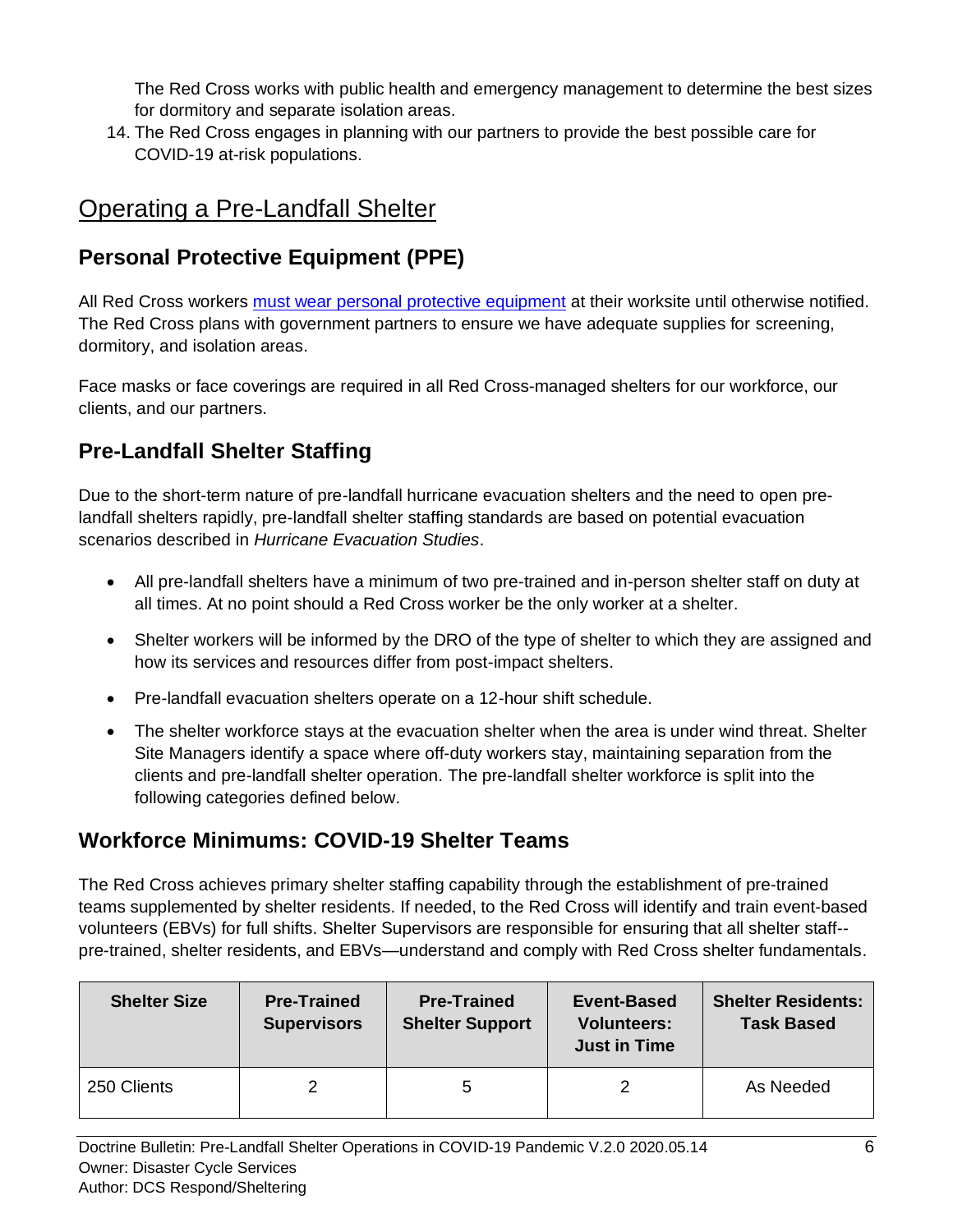The Red Cross works with public health and emergency management to determine the best sizes for dormitory and separate isolation areas.

14. The Red Cross engages in planning with our partners to provide the best possible care for COVID-19 at-risk populations.

# Operating a Pre-Landfall Shelter

## Personal Protective Equipment (PPE)

All Red Cross workers must wear personal protective equipment at their worksite until otherwise notified. The Red Cross plans with government partners to ensure we have adequate supplies for screening, dormitory, and isolation areas.

Face masks or face coverings are required in all Red Cross-managed shelters for our workforce, our clients, and our partners.

## Pre-Landfall Shelter Staffing

Due to the short-term nature of pre-landfall hurricane evacuation shelters and the need to open pre-landfall shelters rapidly, pre-landfall shelter staffing standards are based on potential evacuation scenarios described in *Hurricane Evacuation Studies*.

- All pre-landfall shelters have a minimum of two pre-trained and in-person shelter staff on duty at all times. At no point should a Red Cross worker be the only worker at a shelter.
- Shelter workers will be informed by the DRO of the type of shelter to which they are assigned and how its services and resources differ from post-impact shelters.
- Pre-landfall evacuation shelters operate on a 12-hour shift schedule.
- The shelter workforce stays at the evacuation shelter when the area is under wind threat. Shelter Site Managers identify a space where off-duty workers stay, maintaining separation from the clients and pre-landfall shelter operation. The pre-landfall shelter workforce is split into the following categories defined below.

## Workforce Minimums: COVID-19 Shelter Teams

The Red Cross achieves primary shelter staffing capability through the establishment of pre-trained teams supplemented by shelter residents. If needed, to the Red Cross will identify and train event-based volunteers (EBVs) for full shifts. Shelter Supervisors are responsible for ensuring that all shelter staff--pre-trained, shelter residents, and EBVs—understand and comply with Red Cross shelter fundamentals.

| Shelter Size | Pre-Trained Supervisors | Pre-Trained Shelter Support | Event-Based Volunteers: Just in Time | Shelter Residents: Task Based |
| --- | --- | --- | --- | --- |
| 250 Clients | 2 | 5 | 2 | As Needed |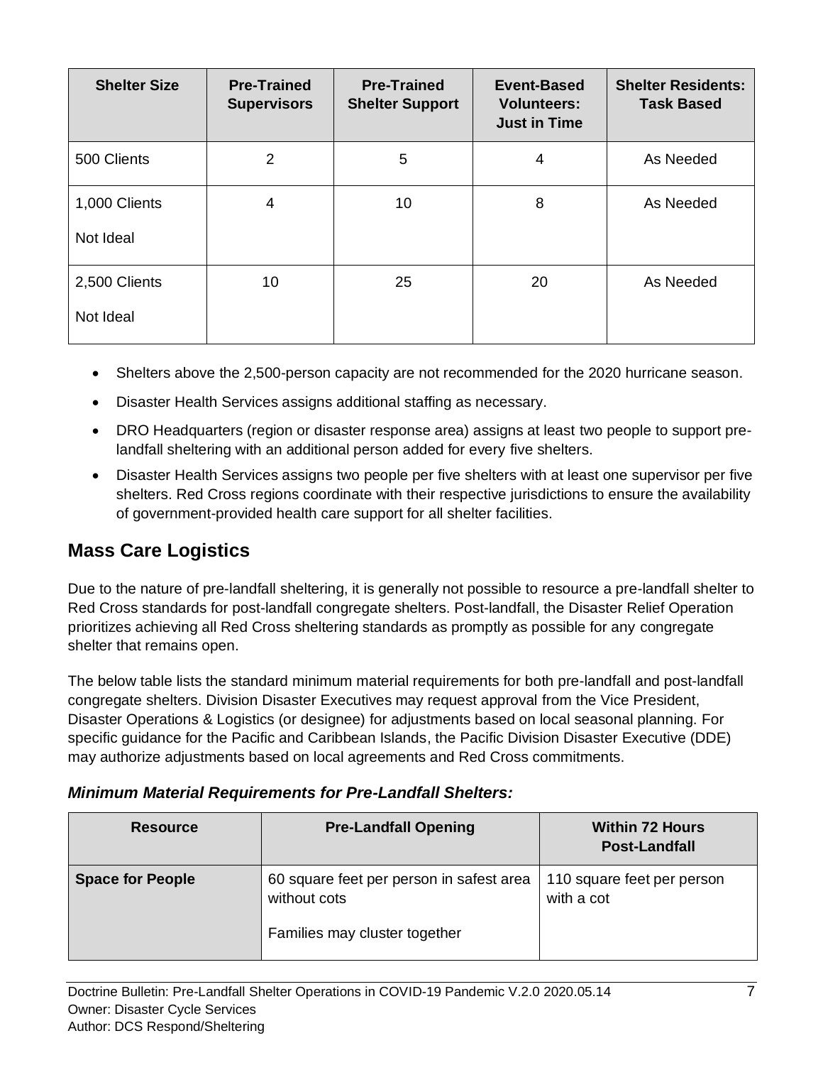| Shelter Size | Pre-Trained Supervisors | Pre-Trained Shelter Support | Event-Based Volunteers: Just in Time | Shelter Residents: Task Based |
|---|---|---|---|---|
| 500 Clients | 2 | 5 | 4 | As Needed |
| 1,000 Clients<br>Not Ideal | 4 | 10 | 8 | As Needed |
| 2,500 Clients<br>Not Ideal | 10 | 25 | 20 | As Needed |

- Shelters above the 2,500-person capacity are not recommended for the 2020 hurricane season.
- Disaster Health Services assigns additional staffing as necessary.
- DRO Headquarters (region or disaster response area) assigns at least two people to support pre-landfall sheltering with an additional person added for every five shelters.
- Disaster Health Services assigns two people per five shelters with at least one supervisor per five shelters. Red Cross regions coordinate with their respective jurisdictions to ensure the availability of government-provided health care support for all shelter facilities.

## Mass Care Logistics

Due to the nature of pre-landfall sheltering, it is generally not possible to resource a pre-landfall shelter to Red Cross standards for post-landfall congregate shelters. Post-landfall, the Disaster Relief Operation prioritizes achieving all Red Cross sheltering standards as promptly as possible for any congregate shelter that remains open.

The below table lists the standard minimum material requirements for both pre-landfall and post-landfall congregate shelters. Division Disaster Executives may request approval from the Vice President, Disaster Operations & Logistics (or designee) for adjustments based on local seasonal planning. For specific guidance for the Pacific and Caribbean Islands, the Pacific Division Disaster Executive (DDE) may authorize adjustments based on local agreements and Red Cross commitments.

***Minimum Material Requirements for Pre-Landfall Shelters:***

| Resource | Pre-Landfall Opening | Within 72 Hours Post-Landfall |
|---|---|---|
| **Space for People** | 60 square feet per person in safest area without cots<br>Families may cluster together | 110 square feet per person with a cot |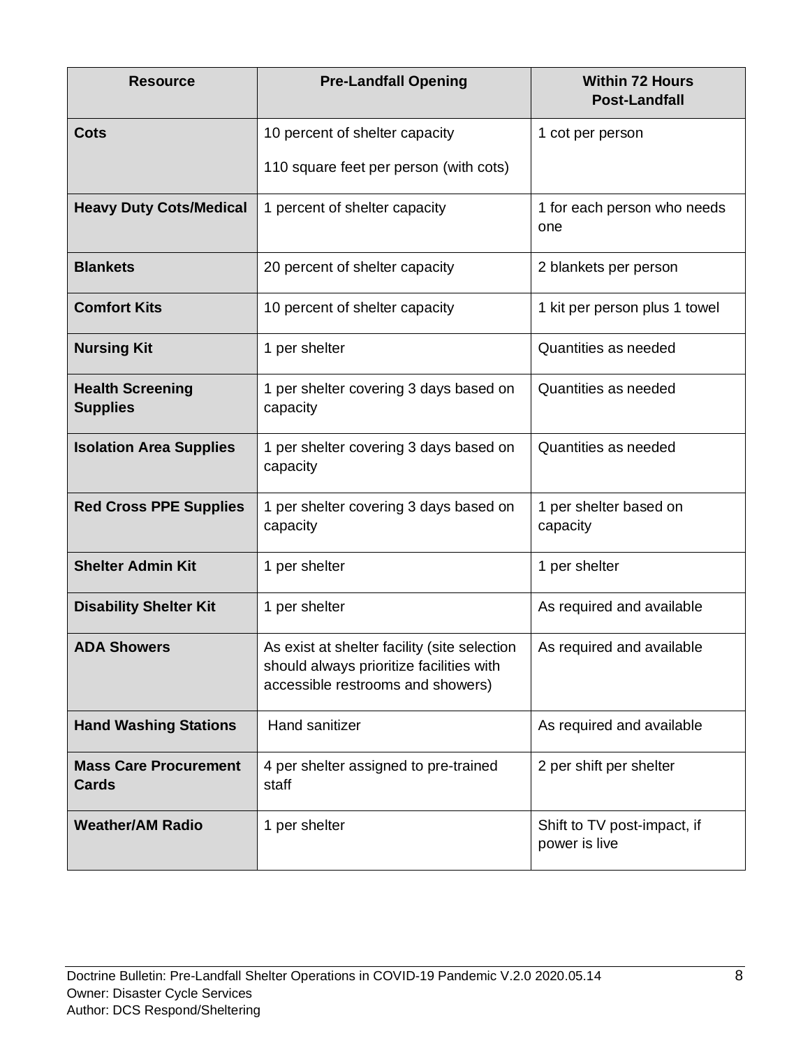| Resource | Pre-Landfall Opening | Within 72 Hours Post-Landfall |
|---|---|---|
| **Cots** | 10 percent of shelter capacity<br><br>110 square feet per person (with cots) | 1 cot per person |
| **Heavy Duty Cots/Medical** | 1 percent of shelter capacity | 1 for each person who needs one |
| **Blankets** | 20 percent of shelter capacity | 2 blankets per person |
| **Comfort Kits** | 10 percent of shelter capacity | 1 kit per person plus 1 towel |
| **Nursing Kit** | 1 per shelter | Quantities as needed |
| **Health Screening Supplies** | 1 per shelter covering 3 days based on capacity | Quantities as needed |
| **Isolation Area Supplies** | 1 per shelter covering 3 days based on capacity | Quantities as needed |
| **Red Cross PPE Supplies** | 1 per shelter covering 3 days based on capacity | 1 per shelter based on capacity |
| **Shelter Admin Kit** | 1 per shelter | 1 per shelter |
| **Disability Shelter Kit** | 1 per shelter | As required and available |
| **ADA Showers** | As exist at shelter facility (site selection should always prioritize facilities with accessible restrooms and showers) | As required and available |
| **Hand Washing Stations** | Hand sanitizer | As required and available |
| **Mass Care Procurement Cards** | 4 per shelter assigned to pre-trained staff | 2 per shift per shelter |
| **Weather/AM Radio** | 1 per shelter | Shift to TV post-impact, if power is live |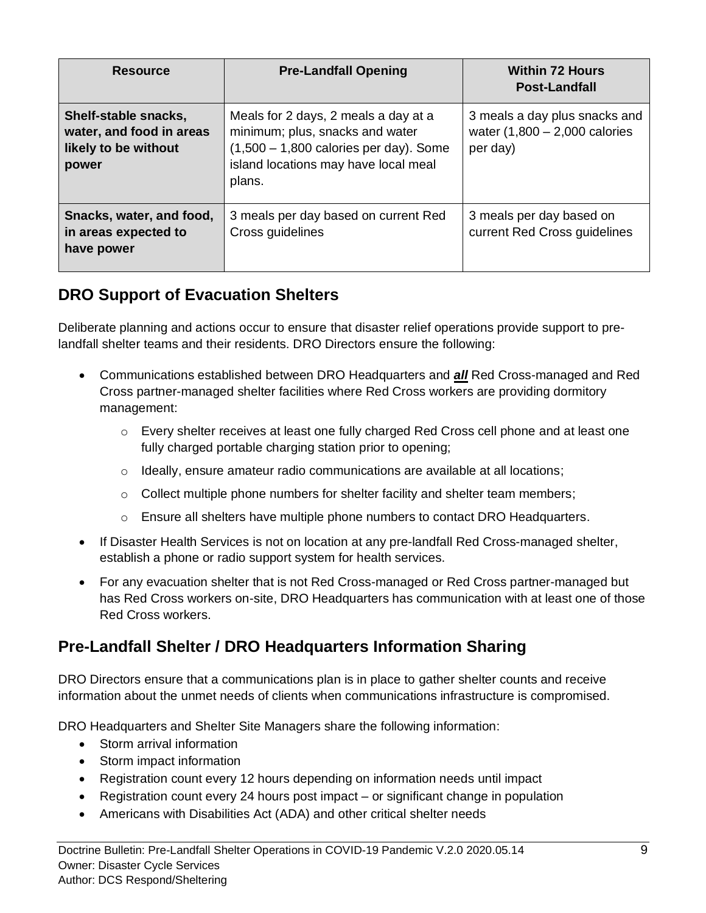| Resource | Pre-Landfall Opening | Within 72 Hours Post-Landfall |
| --- | --- | --- |
| **Shelf-stable snacks, water, and food in areas likely to be without power** | Meals for 2 days, 2 meals a day at a minimum; plus, snacks and water (1,500 – 1,800 calories per day). Some island locations may have local meal plans. | 3 meals a day plus snacks and water (1,800 – 2,000 calories per day) |
| **Snacks, water, and food, in areas expected to have power** | 3 meals per day based on current Red Cross guidelines | 3 meals per day based on current Red Cross guidelines |

## DRO Support of Evacuation Shelters

Deliberate planning and actions occur to ensure that disaster relief operations provide support to pre-landfall shelter teams and their residents. DRO Directors ensure the following:

- Communications established between DRO Headquarters and ***all*** Red Cross-managed and Red Cross partner-managed shelter facilities where Red Cross workers are providing dormitory management:
  - Every shelter receives at least one fully charged Red Cross cell phone and at least one fully charged portable charging station prior to opening;
  - Ideally, ensure amateur radio communications are available at all locations;
  - Collect multiple phone numbers for shelter facility and shelter team members;
  - Ensure all shelters have multiple phone numbers to contact DRO Headquarters.
- If Disaster Health Services is not on location at any pre-landfall Red Cross-managed shelter, establish a phone or radio support system for health services.
- For any evacuation shelter that is not Red Cross-managed or Red Cross partner-managed but has Red Cross workers on-site, DRO Headquarters has communication with at least one of those Red Cross workers.

## Pre-Landfall Shelter / DRO Headquarters Information Sharing

DRO Directors ensure that a communications plan is in place to gather shelter counts and receive information about the unmet needs of clients when communications infrastructure is compromised.

DRO Headquarters and Shelter Site Managers share the following information:

- Storm arrival information
- Storm impact information
- Registration count every 12 hours depending on information needs until impact
- Registration count every 24 hours post impact – or significant change in population
- Americans with Disabilities Act (ADA) and other critical shelter needs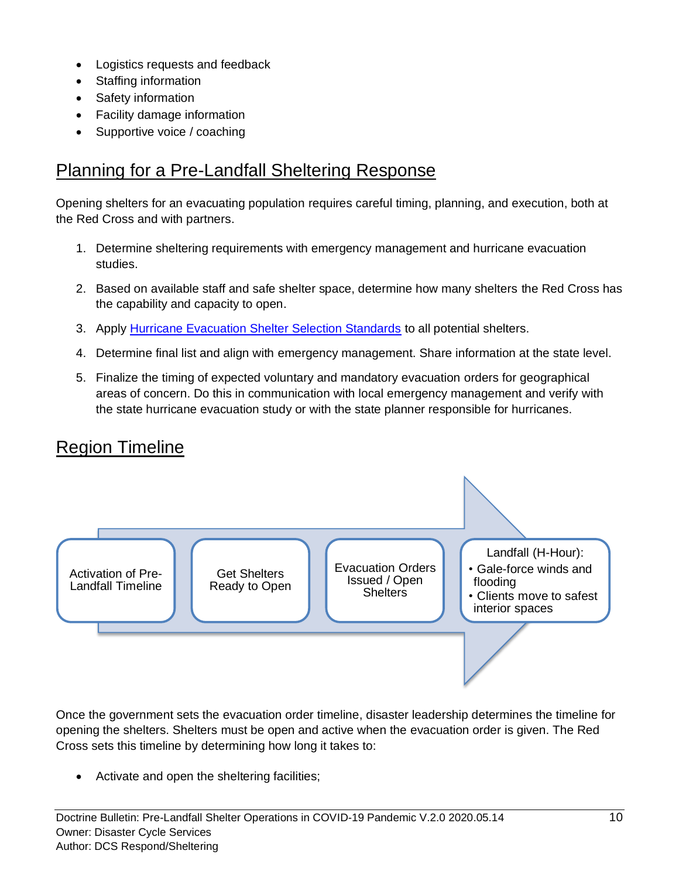- Logistics requests and feedback
- Staffing information
- Safety information
- Facility damage information
- Supportive voice / coaching

## Planning for a Pre-Landfall Sheltering Response

Opening shelters for an evacuating population requires careful timing, planning, and execution, both at the Red Cross and with partners.

1. Determine sheltering requirements with emergency management and hurricane evacuation studies.
2. Based on available staff and safe shelter space, determine how many shelters the Red Cross has the capability and capacity to open.
3. Apply [Hurricane Evacuation Shelter Selection Standards] to all potential shelters.
4. Determine final list and align with emergency management. Share information at the state level.
5. Finalize the timing of expected voluntary and mandatory evacuation orders for geographical areas of concern. Do this in communication with local emergency management and verify with the state hurricane evacuation study or with the state planner responsible for hurricanes.

## Region Timeline

Activation of Pre-Landfall Timeline → Get Shelters Ready to Open → Evacuation Orders Issued / Open Shelters → Landfall (H-Hour):
- Gale-force winds and flooding
- Clients move to safest interior spaces

Once the government sets the evacuation order timeline, disaster leadership determines the timeline for opening the shelters. Shelters must be open and active when the evacuation order is given. The Red Cross sets this timeline by determining how long it takes to:

- Activate and open the sheltering facilities;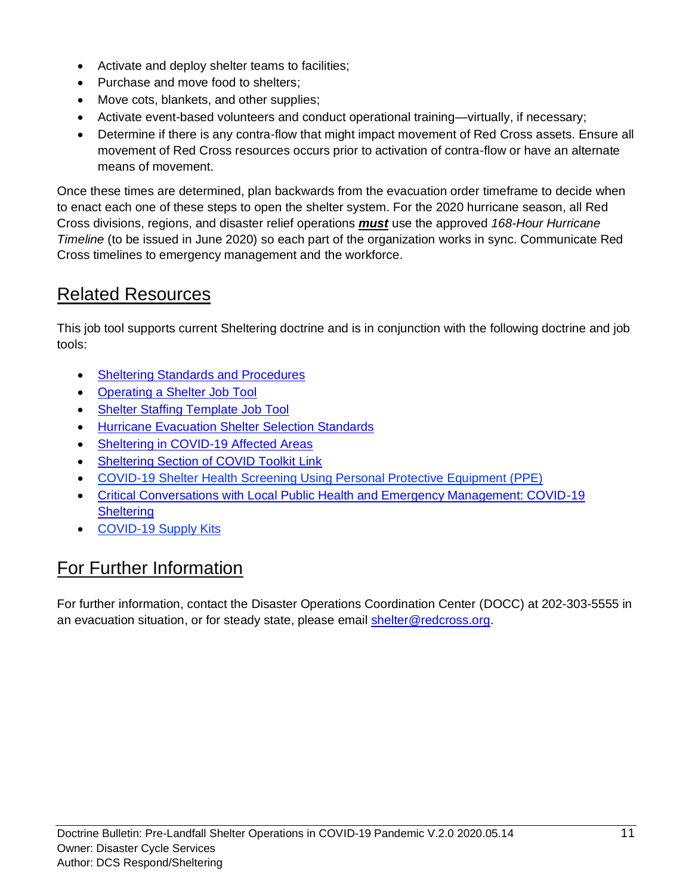- Activate and deploy shelter teams to facilities;
- Purchase and move food to shelters;
- Move cots, blankets, and other supplies;
- Activate event-based volunteers and conduct operational training—virtually, if necessary;
- Determine if there is any contra-flow that might impact movement of Red Cross assets. Ensure all movement of Red Cross resources occurs prior to activation of contra-flow or have an alternate means of movement.

Once these times are determined, plan backwards from the evacuation order timeframe to decide when to enact each one of these steps to open the shelter system. For the 2020 hurricane season, all Red Cross divisions, regions, and disaster relief operations ***must*** use the approved *168-Hour Hurricane Timeline* (to be issued in June 2020) so each part of the organization works in sync. Communicate Red Cross timelines to emergency management and the workforce.

## Related Resources

This job tool supports current Sheltering doctrine and is in conjunction with the following doctrine and job tools:

- Sheltering Standards and Procedures
- Operating a Shelter Job Tool
- Shelter Staffing Template Job Tool
- Hurricane Evacuation Shelter Selection Standards
- Sheltering in COVID-19 Affected Areas
- Sheltering Section of COVID Toolkit Link
- COVID-19 Shelter Health Screening Using Personal Protective Equipment (PPE)
- Critical Conversations with Local Public Health and Emergency Management: COVID-19 Sheltering
- COVID-19 Supply Kits

## For Further Information

For further information, contact the Disaster Operations Coordination Center (DOCC) at 202-303-5555 in an evacuation situation, or for steady state, please email shelter@redcross.org.